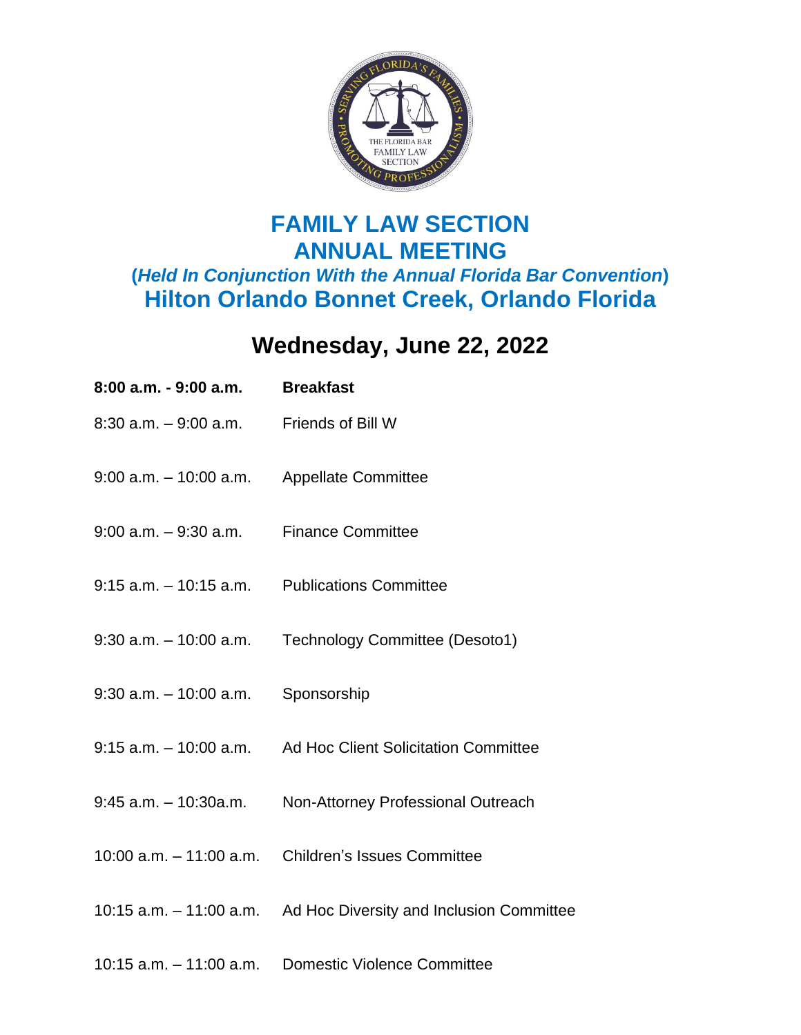# FAMILY LAW SECTION
# ANNUAL MEETING

**(*Held In Conjunction With the Annual Florida Bar Convention*)**

## Hilton Orlando Bonnet Creek, Orlando Florida

## Wednesday, June 22, 2022

| | |
|---|---|
| **8:00 a.m. - 9:00 a.m.** | **Breakfast** |
| 8:30 a.m. – 9:00 a.m. | Friends of Bill W |
| 9:00 a.m. – 10:00 a.m. | Appellate Committee |
| 9:00 a.m. – 9:30 a.m. | Finance Committee |
| 9:15 a.m. – 10:15 a.m. | Publications Committee |
| 9:30 a.m. – 10:00 a.m. | Technology Committee (Desoto1) |
| 9:30 a.m. – 10:00 a.m. | Sponsorship |
| 9:15 a.m. – 10:00 a.m. | Ad Hoc Client Solicitation Committee |
| 9:45 a.m. – 10:30a.m. | Non-Attorney Professional Outreach |
| 10:00 a.m. – 11:00 a.m. | Children's Issues Committee |
| 10:15 a.m. – 11:00 a.m. | Ad Hoc Diversity and Inclusion Committee |
| 10:15 a.m. – 11:00 a.m. | Domestic Violence Committee |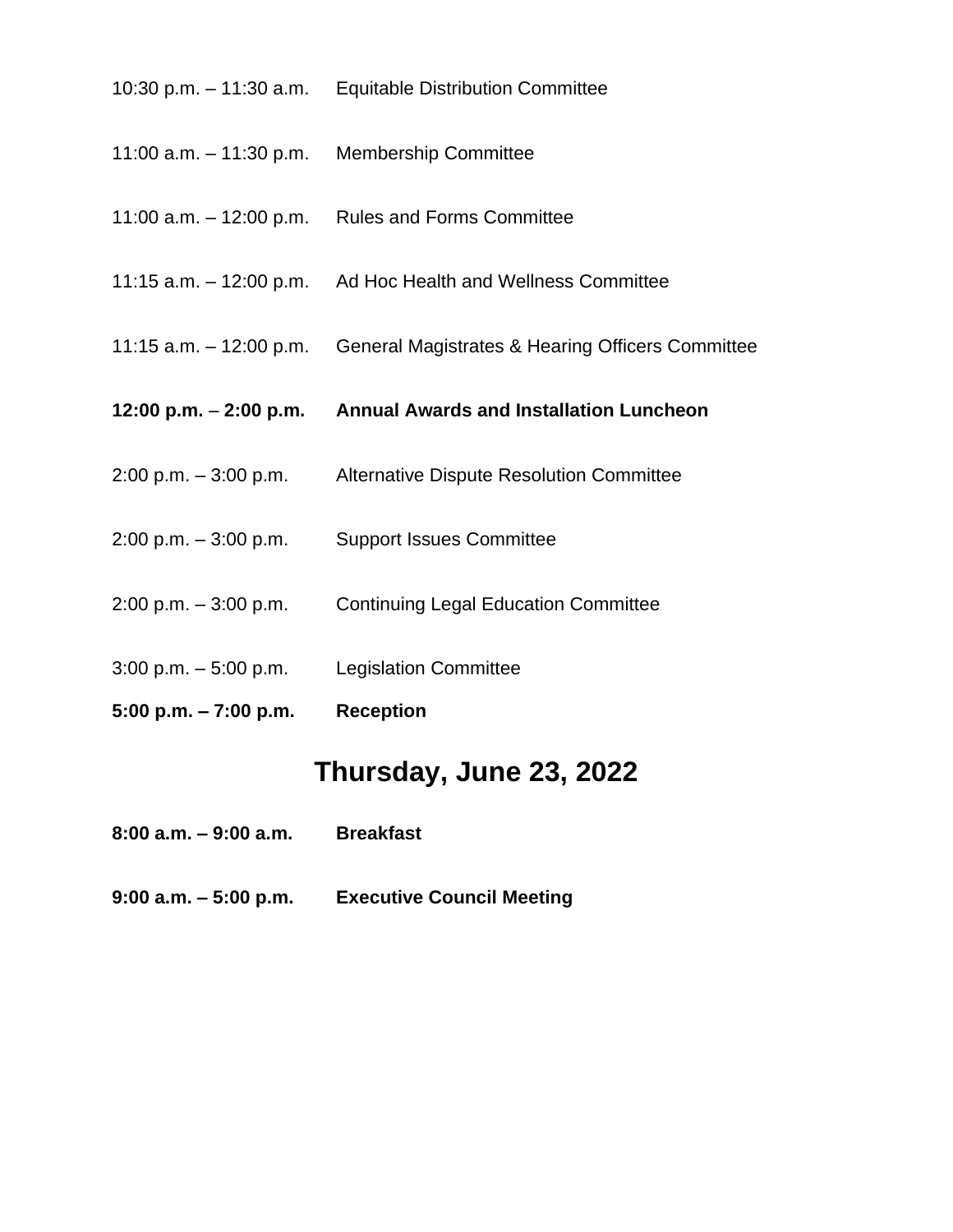10:30 p.m. – 11:30 a.m. Equitable Distribution Committee

11:00 a.m. – 11:30 p.m. Membership Committee

11:00 a.m. – 12:00 p.m. Rules and Forms Committee

11:15 a.m. – 12:00 p.m. Ad Hoc Health and Wellness Committee

11:15 a.m. – 12:00 p.m. General Magistrates & Hearing Officers Committee

**12:00 p.m. – 2:00 p.m. Annual Awards and Installation Luncheon**

2:00 p.m. – 3:00 p.m. Alternative Dispute Resolution Committee

2:00 p.m. – 3:00 p.m. Support Issues Committee

2:00 p.m. – 3:00 p.m. Continuing Legal Education Committee

3:00 p.m. – 5:00 p.m. Legislation Committee

**5:00 p.m. – 7:00 p.m. Reception**

## Thursday, June 23, 2022

**8:00 a.m. – 9:00 a.m. Breakfast**

**9:00 a.m. – 5:00 p.m. Executive Council Meeting**